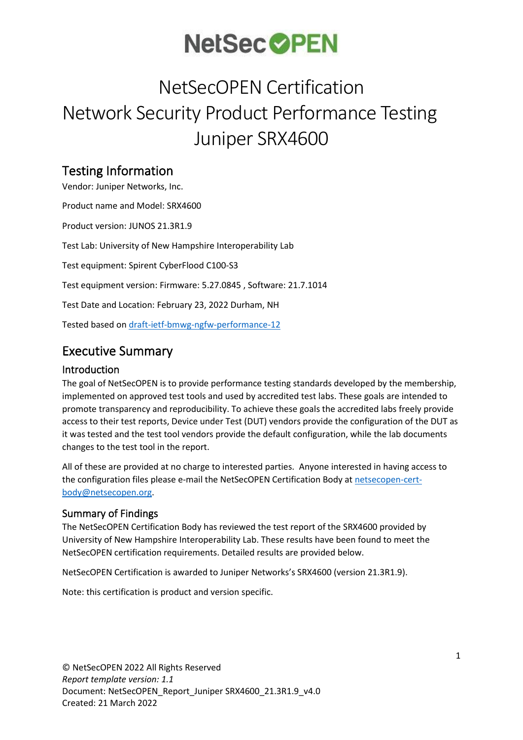# NetSecOPEN

# NetSecOPEN Certification
# Network Security Product Performance Testing
# Juniper SRX4600

## Testing Information

Vendor: Juniper Networks, Inc.

Product name and Model: SRX4600

Product version: JUNOS 21.3R1.9

Test Lab: University of New Hampshire Interoperability Lab

Test equipment: Spirent CyberFlood C100-S3

Test equipment version: Firmware: 5.27.0845 , Software: 21.7.1014

Test Date and Location: February 23, 2022 Durham, NH

Tested based on [draft-ietf-bmwg-ngfw-performance-12]

## Executive Summary

### Introduction

The goal of NetSecOPEN is to provide performance testing standards developed by the membership, implemented on approved test tools and used by accredited test labs. These goals are intended to promote transparency and reproducibility. To achieve these goals the accredited labs freely provide access to their test reports, Device under Test (DUT) vendors provide the configuration of the DUT as it was tested and the test tool vendors provide the default configuration, while the lab documents changes to the test tool in the report.

All of these are provided at no charge to interested parties. Anyone interested in having access to the configuration files please e-mail the NetSecOPEN Certification Body at netsecopen-cert-body@netsecopen.org.

### Summary of Findings

The NetSecOPEN Certification Body has reviewed the test report of the SRX4600 provided by University of New Hampshire Interoperability Lab. These results have been found to meet the NetSecOPEN certification requirements. Detailed results are provided below.

NetSecOPEN Certification is awarded to Juniper Networks's SRX4600 (version 21.3R1.9).

Note: this certification is product and version specific.

© NetSecOPEN 2022 All Rights Reserved
*Report template version: 1.1*
Document: NetSecOPEN_Report_Juniper SRX4600_21.3R1.9_v4.0
Created: 21 March 2022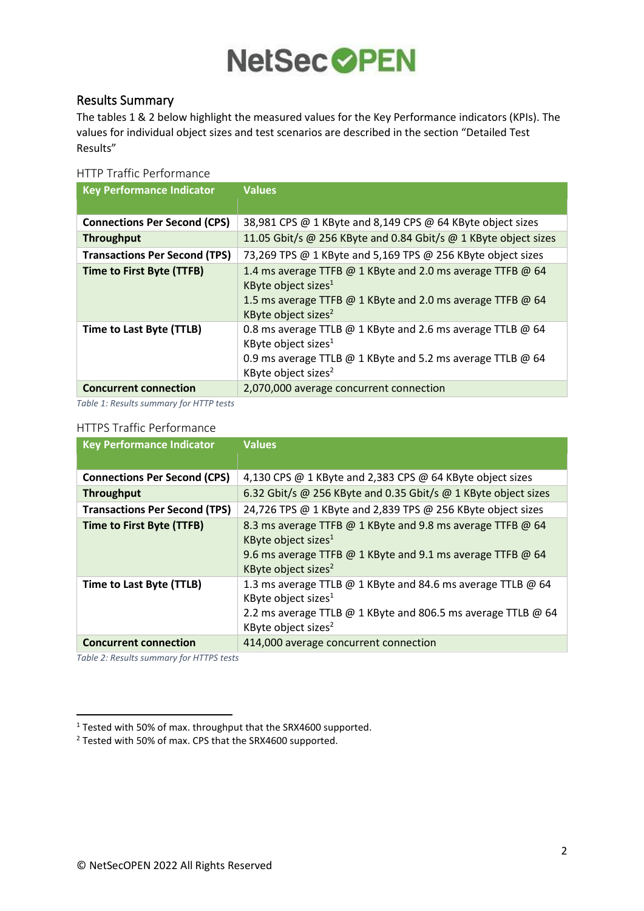## Results Summary

The tables 1 & 2 below highlight the measured values for the Key Performance indicators (KPIs). The values for individual object sizes and test scenarios are described in the section "Detailed Test Results"

### HTTP Traffic Performance

| Key Performance Indicator | Values |
|---|---|
| **Connections Per Second (CPS)** | 38,981 CPS @ 1 KByte and 8,149 CPS @ 64 KByte object sizes |
| **Throughput** | 11.05 Gbit/s @ 256 KByte and 0.84 Gbit/s @ 1 KByte object sizes |
| **Transactions Per Second (TPS)** | 73,269 TPS @ 1 KByte and 5,169 TPS @ 256 KByte object sizes |
| **Time to First Byte (TTFB)** | 1.4 ms average TTFB @ 1 KByte and 2.0 ms average TTFB @ 64 KByte object sizes[1]<br>1.5 ms average TTFB @ 1 KByte and 2.0 ms average TTFB @ 64 KByte object sizes[2] |
| **Time to Last Byte (TTLB)** | 0.8 ms average TTLB @ 1 KByte and 2.6 ms average TTLB @ 64 KByte object sizes[1]<br>0.9 ms average TTLB @ 1 KByte and 5.2 ms average TTLB @ 64 KByte object sizes[2] |
| **Concurrent connection** | 2,070,000 average concurrent connection |

*Table 1: Results summary for HTTP tests*

### HTTPS Traffic Performance

| Key Performance Indicator | Values |
|---|---|
| **Connections Per Second (CPS)** | 4,130 CPS @ 1 KByte and 2,383 CPS @ 64 KByte object sizes |
| **Throughput** | 6.32 Gbit/s @ 256 KByte and 0.35 Gbit/s @ 1 KByte object sizes |
| **Transactions Per Second (TPS)** | 24,726 TPS @ 1 KByte and 2,839 TPS @ 256 KByte object sizes |
| **Time to First Byte (TTFB)** | 8.3 ms average TTFB @ 1 KByte and 9.8 ms average TTFB @ 64 KByte object sizes[1]<br>9.6 ms average TTFB @ 1 KByte and 9.1 ms average TTFB @ 64 KByte object sizes[2] |
| **Time to Last Byte (TTLB)** | 1.3 ms average TTLB @ 1 KByte and 84.6 ms average TTLB @ 64 KByte object sizes[1]<br>2.2 ms average TTLB @ 1 KByte and 806.5 ms average TTLB @ 64 KByte object sizes[2] |
| **Concurrent connection** | 414,000 average concurrent connection |

*Table 2: Results summary for HTTPS tests*

[1] Tested with 50% of max. throughput that the SRX4600 supported.

[2] Tested with 50% of max. CPS that the SRX4600 supported.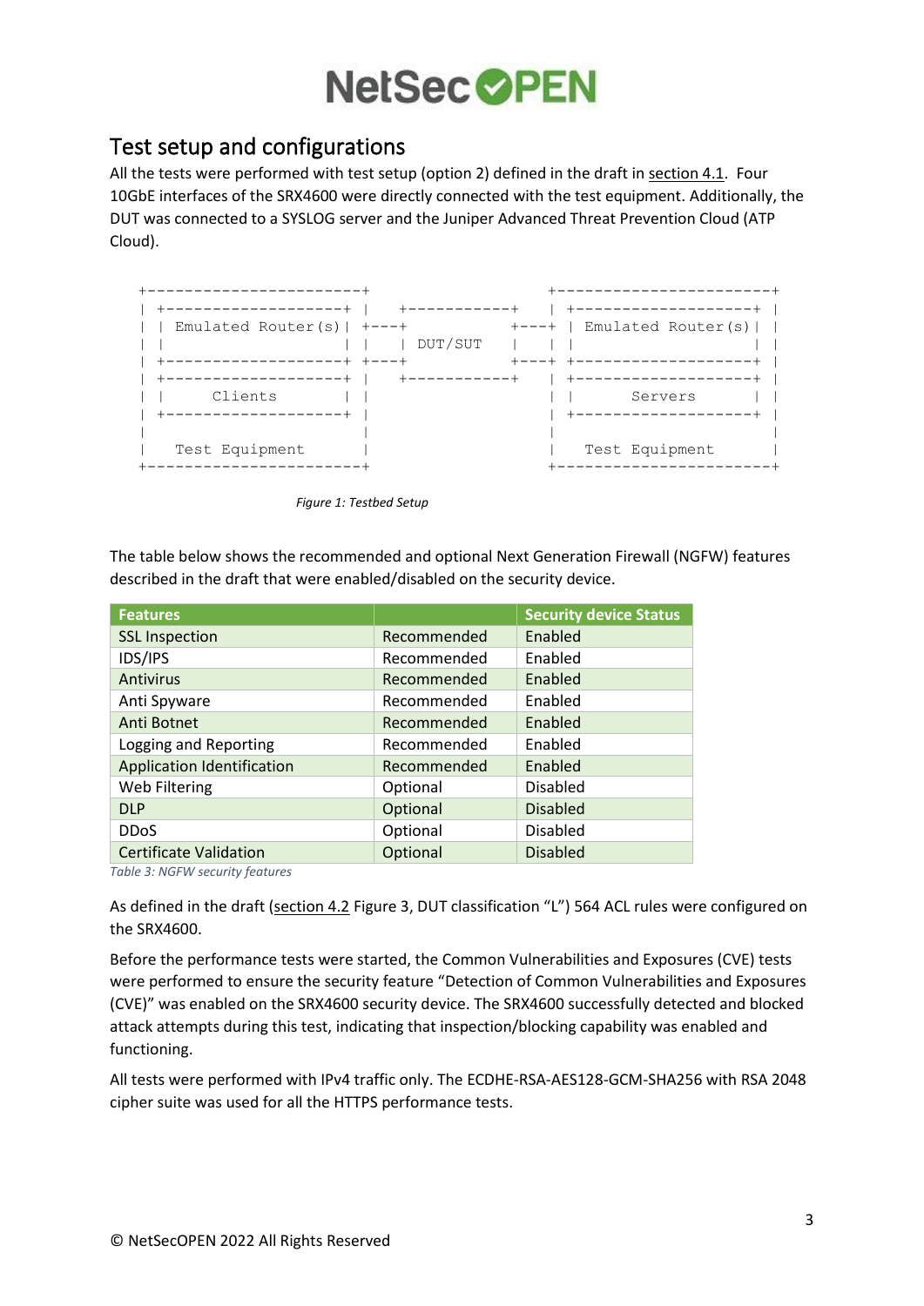## Test setup and configurations

All the tests were performed with test setup (option 2) defined in the draft in section 4.1. Four 10GbE interfaces of the SRX4600 were directly connected with the test equipment. Additionally, the DUT was connected to a SYSLOG server and the Juniper Advanced Threat Prevention Cloud (ATP Cloud).

```
+-----------------------+                     +-----------------------+
| +--------------------+ |   +-----------+    | +--------------------+ |
| | Emulated Router(s) | +----+           +----+ | Emulated Router(s) | |
| |                    | |   | DUT/SUT    |   | |                    | |
| +--------------------+ +----+           +----+ +--------------------+ |
| +--------------------+ |   +-----------+    | +--------------------+ |
| |      Clients       | |                    | |      Servers       | |
| +--------------------+ |                    | +--------------------+ |
|                        |                    |                        |
|   Test Equipment       |                    |   Test Equipment       |
+-----------------------+                     +-----------------------+
```

*Figure 1: Testbed Setup*

The table below shows the recommended and optional Next Generation Firewall (NGFW) features described in the draft that were enabled/disabled on the security device.

| Features | | Security device Status |
|---|---|---|
| SSL Inspection | Recommended | Enabled |
| IDS/IPS | Recommended | Enabled |
| Antivirus | Recommended | Enabled |
| Anti Spyware | Recommended | Enabled |
| Anti Botnet | Recommended | Enabled |
| Logging and Reporting | Recommended | Enabled |
| Application Identification | Recommended | Enabled |
| Web Filtering | Optional | Disabled |
| DLP | Optional | Disabled |
| DDoS | Optional | Disabled |
| Certificate Validation | Optional | Disabled |

*Table 3: NGFW security features*

As defined in the draft (section 4.2 Figure 3, DUT classification "L") 564 ACL rules were configured on the SRX4600.

Before the performance tests were started, the Common Vulnerabilities and Exposures (CVE) tests were performed to ensure the security feature "Detection of Common Vulnerabilities and Exposures (CVE)" was enabled on the SRX4600 security device. The SRX4600 successfully detected and blocked attack attempts during this test, indicating that inspection/blocking capability was enabled and functioning.

All tests were performed with IPv4 traffic only. The ECDHE-RSA-AES128-GCM-SHA256 with RSA 2048 cipher suite was used for all the HTTPS performance tests.

© NetSecOPEN 2022 All Rights Reserved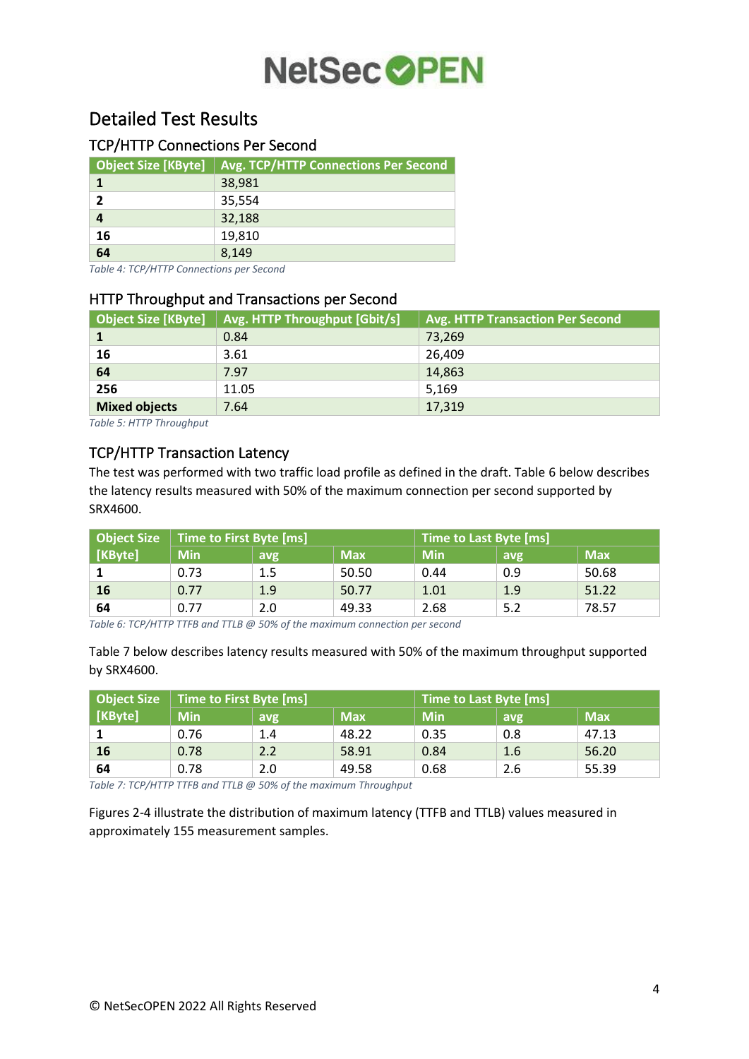NetSecOPEN

# Detailed Test Results

## TCP/HTTP Connections Per Second

| Object Size [KByte] | Avg. TCP/HTTP Connections Per Second |
|---|---|
| **1** | 38,981 |
| **2** | 35,554 |
| **4** | 32,188 |
| **16** | 19,810 |
| **64** | 8,149 |

*Table 4: TCP/HTTP Connections per Second*

## HTTP Throughput and Transactions per Second

| Object Size [KByte] | Avg. HTTP Throughput [Gbit/s] | Avg. HTTP Transaction Per Second |
|---|---|---|
| **1** | 0.84 | 73,269 |
| **16** | 3.61 | 26,409 |
| **64** | 7.97 | 14,863 |
| **256** | 11.05 | 5,169 |
| **Mixed objects** | 7.64 | 17,319 |

*Table 5: HTTP Throughput*

## TCP/HTTP Transaction Latency

The test was performed with two traffic load profile as defined in the draft. Table 6 below describes the latency results measured with 50% of the maximum connection per second supported by SRX4600.

| Object Size [KByte] | Time to First Byte [ms] | | | Time to Last Byte [ms] | | |
|---|---|---|---|---|---|---|
| | Min | avg | Max | Min | avg | Max |
| **1** | 0.73 | 1.5 | 50.50 | 0.44 | 0.9 | 50.68 |
| **16** | 0.77 | 1.9 | 50.77 | 1.01 | 1.9 | 51.22 |
| **64** | 0.77 | 2.0 | 49.33 | 2.68 | 5.2 | 78.57 |

*Table 6: TCP/HTTP TTFB and TTLB @ 50% of the maximum connection per second*

Table 7 below describes latency results measured with 50% of the maximum throughput supported by SRX4600.

| Object Size [KByte] | Time to First Byte [ms] | | | Time to Last Byte [ms] | | |
|---|---|---|---|---|---|---|
| | Min | avg | Max | Min | avg | Max |
| **1** | 0.76 | 1.4 | 48.22 | 0.35 | 0.8 | 47.13 |
| **16** | 0.78 | 2.2 | 58.91 | 0.84 | 1.6 | 56.20 |
| **64** | 0.78 | 2.0 | 49.58 | 0.68 | 2.6 | 55.39 |

*Table 7: TCP/HTTP TTFB and TTLB @ 50% of the maximum Throughput*

Figures 2-4 illustrate the distribution of maximum latency (TTFB and TTLB) values measured in approximately 155 measurement samples.

© NetSecOPEN 2022 All Rights Reserved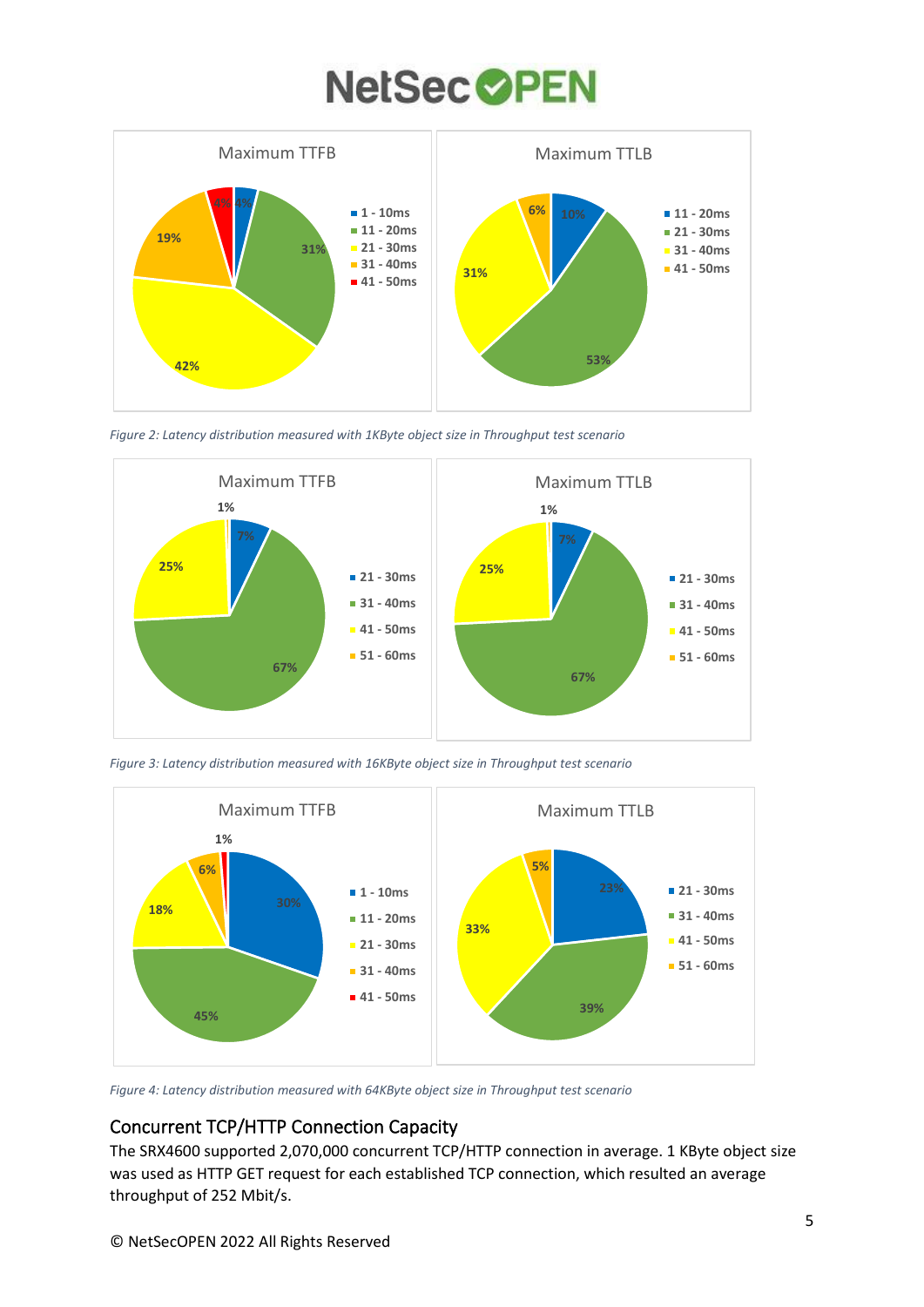*Figure 2: Latency distribution measured with 1KByte object size in Throughput test scenario*

*Figure 3: Latency distribution measured with 16KByte object size in Throughput test scenario*

*Figure 4: Latency distribution measured with 64KByte object size in Throughput test scenario*

## Concurrent TCP/HTTP Connection Capacity

The SRX4600 supported 2,070,000 concurrent TCP/HTTP connection in average. 1 KByte object size was used as HTTP GET request for each established TCP connection, which resulted an average throughput of 252 Mbit/s.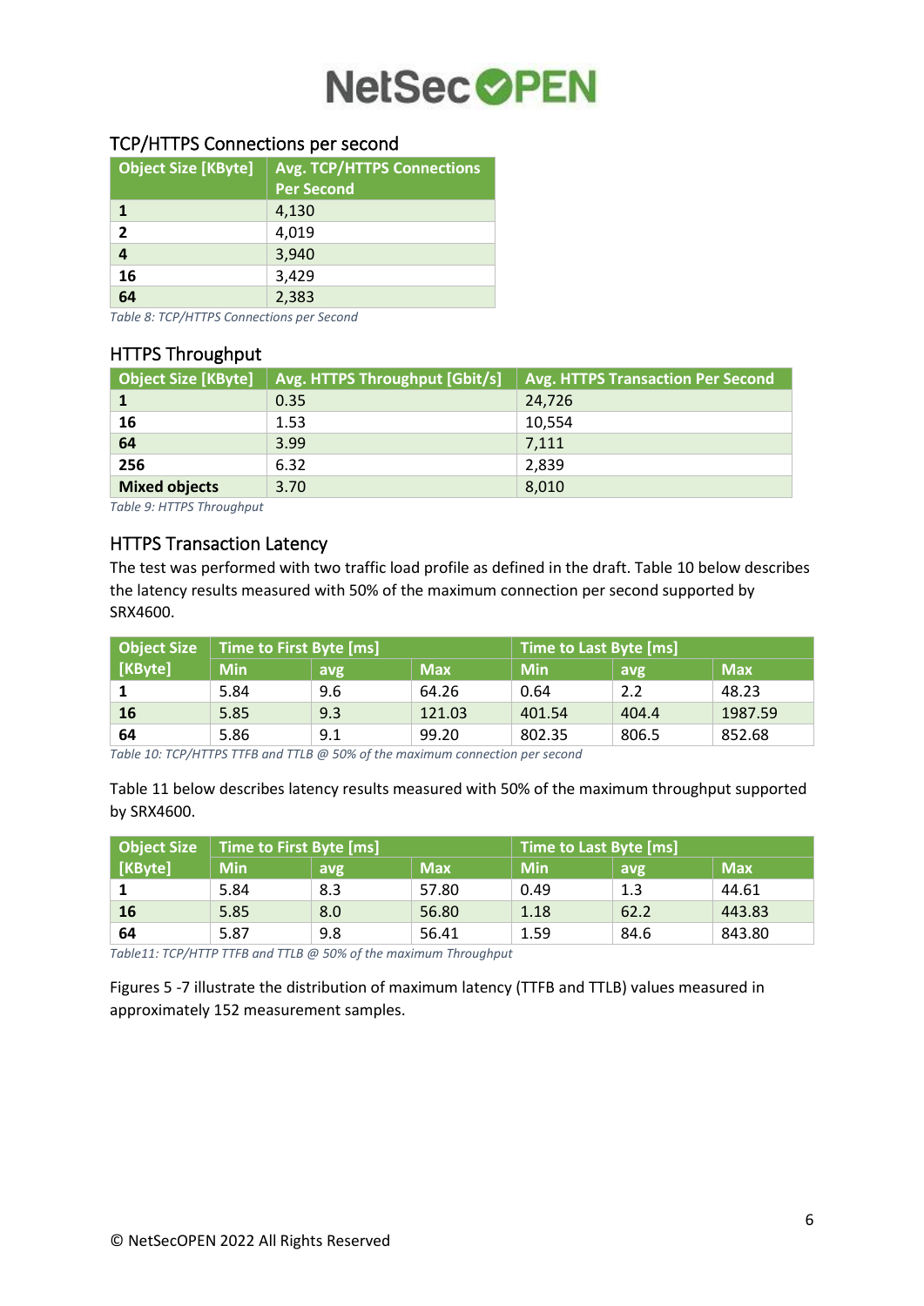## TCP/HTTPS Connections per second

| Object Size [KByte] | Avg. TCP/HTTPS Connections Per Second |
|---|---|
| **1** | 4,130 |
| **2** | 4,019 |
| **4** | 3,940 |
| **16** | 3,429 |
| **64** | 2,383 |

*Table 8: TCP/HTTPS Connections per Second*

## HTTPS Throughput

| Object Size [KByte] | Avg. HTTPS Throughput [Gbit/s] | Avg. HTTPS Transaction Per Second |
|---|---|---|
| **1** | 0.35 | 24,726 |
| **16** | 1.53 | 10,554 |
| **64** | 3.99 | 7,111 |
| **256** | 6.32 | 2,839 |
| **Mixed objects** | 3.70 | 8,010 |

*Table 9: HTTPS Throughput*

## HTTPS Transaction Latency

The test was performed with two traffic load profile as defined in the draft. Table 10 below describes the latency results measured with 50% of the maximum connection per second supported by SRX4600.

| Object Size [KByte] | Time to First Byte [ms] | | | Time to Last Byte [ms] | | |
|---|---|---|---|---|---|---|
| | Min | avg | Max | Min | avg | Max |
| **1** | 5.84 | 9.6 | 64.26 | 0.64 | 2.2 | 48.23 |
| **16** | 5.85 | 9.3 | 121.03 | 401.54 | 404.4 | 1987.59 |
| **64** | 5.86 | 9.1 | 99.20 | 802.35 | 806.5 | 852.68 |

*Table 10: TCP/HTTPS TTFB and TTLB @ 50% of the maximum connection per second*

Table 11 below describes latency results measured with 50% of the maximum throughput supported by SRX4600.

| Object Size [KByte] | Time to First Byte [ms] | | | Time to Last Byte [ms] | | |
|---|---|---|---|---|---|---|
| | Min | avg | Max | Min | avg | Max |
| **1** | 5.84 | 8.3 | 57.80 | 0.49 | 1.3 | 44.61 |
| **16** | 5.85 | 8.0 | 56.80 | 1.18 | 62.2 | 443.83 |
| **64** | 5.87 | 9.8 | 56.41 | 1.59 | 84.6 | 843.80 |

*Table11: TCP/HTTP TTFB and TTLB @ 50% of the maximum Throughput*

Figures 5 -7 illustrate the distribution of maximum latency (TTFB and TTLB) values measured in approximately 152 measurement samples.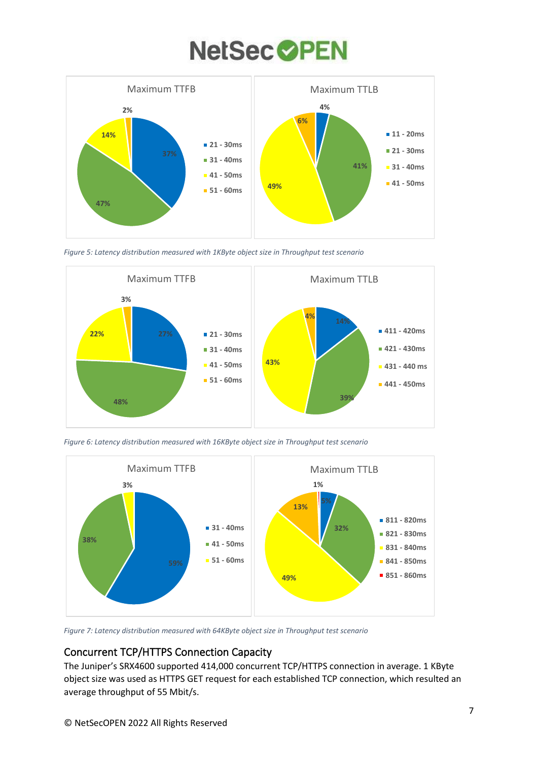Maximum TTFB

2%
14%
37%
47%

21 - 30ms
31 - 40ms
41 - 50ms
51 - 60ms

Maximum TTLB

4%
6%
41%
49%

11 - 20ms
21 - 30ms
31 - 40ms
41 - 50ms

*Figure 5: Latency distribution measured with 1KByte object size in Throughput test scenario*

Maximum TTFB

3%
22%
27%
48%

21 - 30ms
31 - 40ms
41 - 50ms
51 - 60ms

Maximum TTLB

4%
14%
43%
39%

411 - 420ms
421 - 430ms
431 - 440 ms
441 - 450ms

*Figure 6: Latency distribution measured with 16KByte object size in Throughput test scenario*

Maximum TTFB

3%
38%
59%

31 - 40ms
41 - 50ms
51 - 60ms

Maximum TTLB

1%
13%
5%
32%
49%

811 - 820ms
821 - 830ms
831 - 840ms
841 - 850ms
851 - 860ms

*Figure 7: Latency distribution measured with 64KByte object size in Throughput test scenario*

## Concurrent TCP/HTTPS Connection Capacity

The Juniper's SRX4600 supported 414,000 concurrent TCP/HTTPS connection in average. 1 KByte object size was used as HTTPS GET request for each established TCP connection, which resulted an average throughput of 55 Mbit/s.

© NetSecOPEN 2022 All Rights Reserved